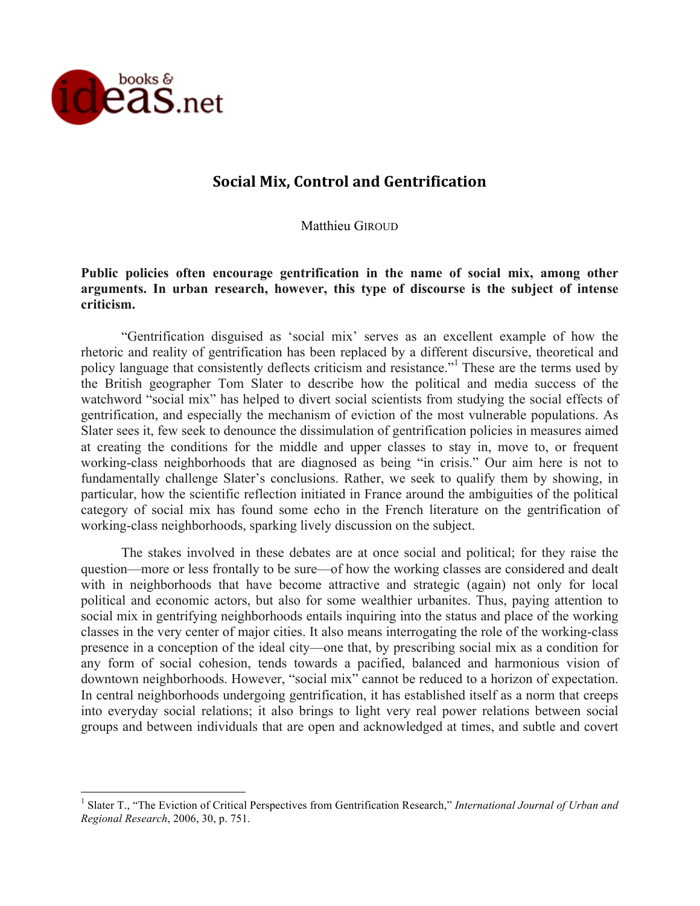# Social Mix, Control and Gentrification

Matthieu GIROUD

**Public policies often encourage gentrification in the name of social mix, among other arguments. In urban research, however, this type of discourse is the subject of intense criticism.**

"Gentrification disguised as 'social mix' serves as an excellent example of how the rhetoric and reality of gentrification has been replaced by a different discursive, theoretical and policy language that consistently deflects criticism and resistance."[1] These are the terms used by the British geographer Tom Slater to describe how the political and media success of the watchword "social mix" has helped to divert social scientists from studying the social effects of gentrification, and especially the mechanism of eviction of the most vulnerable populations. As Slater sees it, few seek to denounce the dissimulation of gentrification policies in measures aimed at creating the conditions for the middle and upper classes to stay in, move to, or frequent working-class neighborhoods that are diagnosed as being "in crisis." Our aim here is not to fundamentally challenge Slater's conclusions. Rather, we seek to qualify them by showing, in particular, how the scientific reflection initiated in France around the ambiguities of the political category of social mix has found some echo in the French literature on the gentrification of working-class neighborhoods, sparking lively discussion on the subject.

The stakes involved in these debates are at once social and political; for they raise the question—more or less frontally to be sure—of how the working classes are considered and dealt with in neighborhoods that have become attractive and strategic (again) not only for local political and economic actors, but also for some wealthier urbanites. Thus, paying attention to social mix in gentrifying neighborhoods entails inquiring into the status and place of the working classes in the very center of major cities. It also means interrogating the role of the working-class presence in a conception of the ideal city—one that, by prescribing social mix as a condition for any form of social cohesion, tends towards a pacified, balanced and harmonious vision of downtown neighborhoods. However, "social mix" cannot be reduced to a horizon of expectation. In central neighborhoods undergoing gentrification, it has established itself as a norm that creeps into everyday social relations; it also brings to light very real power relations between social groups and between individuals that are open and acknowledged at times, and subtle and covert

---

[1] Slater T., "The Eviction of Critical Perspectives from Gentrification Research," *International Journal of Urban and Regional Research*, 2006, 30, p. 751.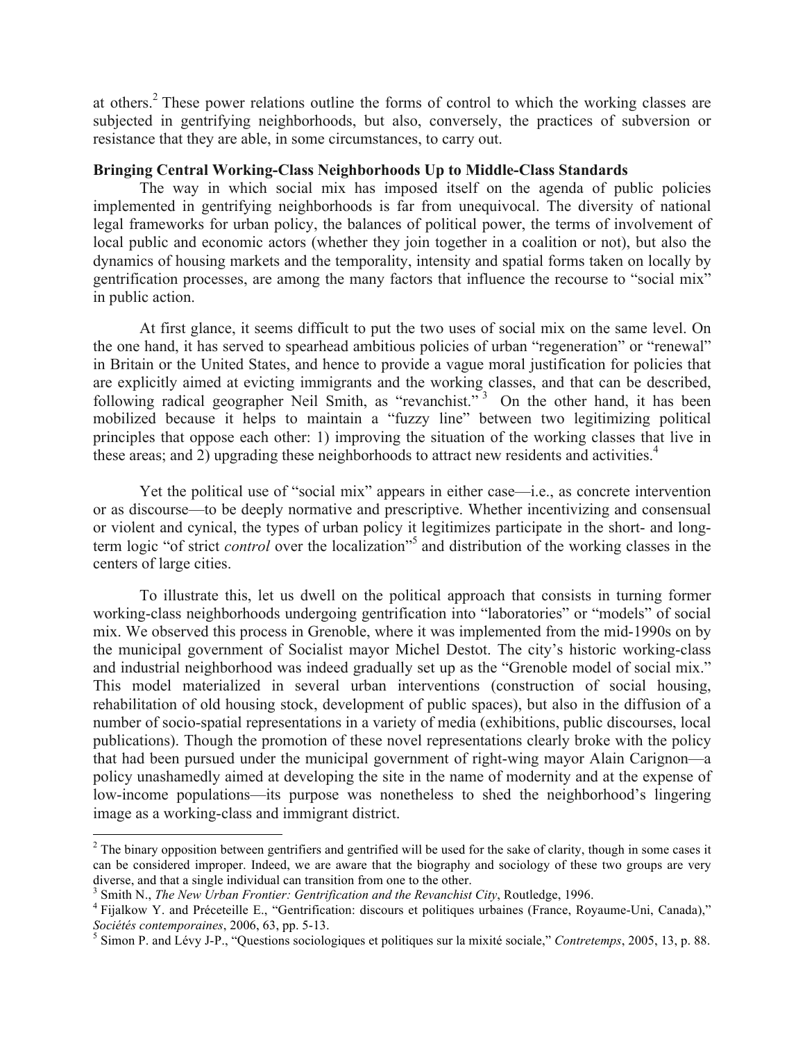at others.[2] These power relations outline the forms of control to which the working classes are subjected in gentrifying neighborhoods, but also, conversely, the practices of subversion or resistance that they are able, in some circumstances, to carry out.

**Bringing Central Working-Class Neighborhoods Up to Middle-Class Standards**

The way in which social mix has imposed itself on the agenda of public policies implemented in gentrifying neighborhoods is far from unequivocal. The diversity of national legal frameworks for urban policy, the balances of political power, the terms of involvement of local public and economic actors (whether they join together in a coalition or not), but also the dynamics of housing markets and the temporality, intensity and spatial forms taken on locally by gentrification processes, are among the many factors that influence the recourse to "social mix" in public action.

At first glance, it seems difficult to put the two uses of social mix on the same level. On the one hand, it has served to spearhead ambitious policies of urban "regeneration" or "renewal" in Britain or the United States, and hence to provide a vague moral justification for policies that are explicitly aimed at evicting immigrants and the working classes, and that can be described, following radical geographer Neil Smith, as "revanchist."[3] On the other hand, it has been mobilized because it helps to maintain a "fuzzy line" between two legitimizing political principles that oppose each other: 1) improving the situation of the working classes that live in these areas; and 2) upgrading these neighborhoods to attract new residents and activities.[4]

Yet the political use of "social mix" appears in either case—i.e., as concrete intervention or as discourse—to be deeply normative and prescriptive. Whether incentivizing and consensual or violent and cynical, the types of urban policy it legitimizes participate in the short- and long-term logic "of strict *control* over the localization"[5] and distribution of the working classes in the centers of large cities.

To illustrate this, let us dwell on the political approach that consists in turning former working-class neighborhoods undergoing gentrification into "laboratories" or "models" of social mix. We observed this process in Grenoble, where it was implemented from the mid-1990s on by the municipal government of Socialist mayor Michel Destot. The city's historic working-class and industrial neighborhood was indeed gradually set up as the "Grenoble model of social mix." This model materialized in several urban interventions (construction of social housing, rehabilitation of old housing stock, development of public spaces), but also in the diffusion of a number of socio-spatial representations in a variety of media (exhibitions, public discourses, local publications). Though the promotion of these novel representations clearly broke with the policy that had been pursued under the municipal government of right-wing mayor Alain Carignon—a policy unashamedly aimed at developing the site in the name of modernity and at the expense of low-income populations—its purpose was nonetheless to shed the neighborhood's lingering image as a working-class and immigrant district.

---

[2] The binary opposition between gentrifiers and gentrified will be used for the sake of clarity, though in some cases it can be considered improper. Indeed, we are aware that the biography and sociology of these two groups are very diverse, and that a single individual can transition from one to the other.

[3] Smith N., *The New Urban Frontier: Gentrification and the Revanchist City*, Routledge, 1996.

[4] Fijalkow Y. and Préceteille E., "Gentrification: discours et politiques urbaines (France, Royaume-Uni, Canada)," *Sociétés contemporaines*, 2006, 63, pp. 5-13.

[5] Simon P. and Lévy J-P., "Questions sociologiques et politiques sur la mixité sociale," *Contretemps*, 2005, 13, p. 88.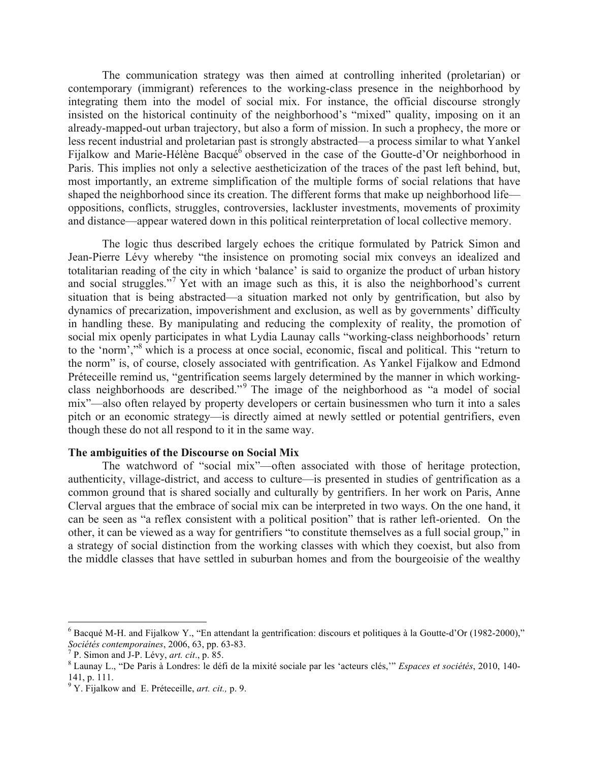The communication strategy was then aimed at controlling inherited (proletarian) or contemporary (immigrant) references to the working-class presence in the neighborhood by integrating them into the model of social mix. For instance, the official discourse strongly insisted on the historical continuity of the neighborhood's "mixed" quality, imposing on it an already-mapped-out urban trajectory, but also a form of mission. In such a prophecy, the more or less recent industrial and proletarian past is strongly abstracted—a process similar to what Yankel Fijalkow and Marie-Hélène Bacqué[6] observed in the case of the Goutte-d'Or neighborhood in Paris. This implies not only a selective aestheticization of the traces of the past left behind, but, most importantly, an extreme simplification of the multiple forms of social relations that have shaped the neighborhood since its creation. The different forms that make up neighborhood life—oppositions, conflicts, struggles, controversies, lackluster investments, movements of proximity and distance—appear watered down in this political reinterpretation of local collective memory.

The logic thus described largely echoes the critique formulated by Patrick Simon and Jean-Pierre Lévy whereby "the insistence on promoting social mix conveys an idealized and totalitarian reading of the city in which 'balance' is said to organize the product of urban history and social struggles."[7] Yet with an image such as this, it is also the neighborhood's current situation that is being abstracted—a situation marked not only by gentrification, but also by dynamics of precarization, impoverishment and exclusion, as well as by governments' difficulty in handling these. By manipulating and reducing the complexity of reality, the promotion of social mix openly participates in what Lydia Launay calls "working-class neighborhoods' return to the 'norm',"[8] which is a process at once social, economic, fiscal and political. This "return to the norm" is, of course, closely associated with gentrification. As Yankel Fijalkow and Edmond Préteceille remind us, "gentrification seems largely determined by the manner in which working-class neighborhoods are described."[9] The image of the neighborhood as "a model of social mix"—also often relayed by property developers or certain businessmen who turn it into a sales pitch or an economic strategy—is directly aimed at newly settled or potential gentrifiers, even though these do not all respond to it in the same way.

**The ambiguities of the Discourse on Social Mix**

The watchword of "social mix"—often associated with those of heritage protection, authenticity, village-district, and access to culture—is presented in studies of gentrification as a common ground that is shared socially and culturally by gentrifiers. In her work on Paris, Anne Clerval argues that the embrace of social mix can be interpreted in two ways. On the one hand, it can be seen as "a reflex consistent with a political position" that is rather left-oriented. On the other, it can be viewed as a way for gentrifiers "to constitute themselves as a full social group," in a strategy of social distinction from the working classes with which they coexist, but also from the middle classes that have settled in suburban homes and from the bourgeoisie of the wealthy

---

[6] Bacqué M-H. and Fijalkow Y., "En attendant la gentrification: discours et politiques à la Goutte-d'Or (1982-2000)," *Sociétés contemporaines*, 2006, 63, pp. 63-83.

[7] P. Simon and J-P. Lévy, *art. cit*., p. 85.

[8] Launay L., "De Paris à Londres: le défi de la mixité sociale par les 'acteurs clés,'" *Espaces et sociétés*, 2010, 140-141, p. 111.

[9] Y. Fijalkow and E. Préteceille, *art. cit.,* p. 9.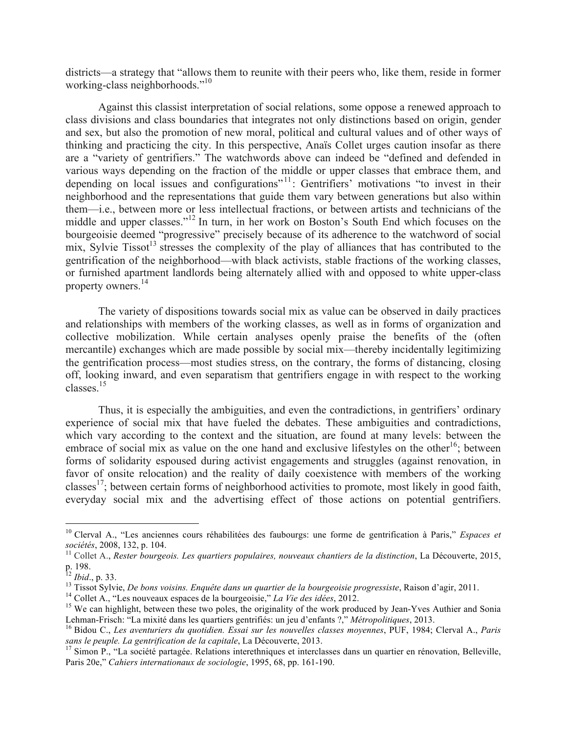districts—a strategy that "allows them to reunite with their peers who, like them, reside in former working-class neighborhoods."[10]

Against this classist interpretation of social relations, some oppose a renewed approach to class divisions and class boundaries that integrates not only distinctions based on origin, gender and sex, but also the promotion of new moral, political and cultural values and of other ways of thinking and practicing the city. In this perspective, Anaïs Collet urges caution insofar as there are a "variety of gentrifiers." The watchwords above can indeed be "defined and defended in various ways depending on the fraction of the middle or upper classes that embrace them, and depending on local issues and configurations"[11]: Gentrifiers' motivations "to invest in their neighborhood and the representations that guide them vary between generations but also within them—i.e., between more or less intellectual fractions, or between artists and technicians of the middle and upper classes."[12] In turn, in her work on Boston's South End which focuses on the bourgeoisie deemed "progressive" precisely because of its adherence to the watchword of social mix, Sylvie Tissot[13] stresses the complexity of the play of alliances that has contributed to the gentrification of the neighborhood—with black activists, stable fractions of the working classes, or furnished apartment landlords being alternately allied with and opposed to white upper-class property owners.[14]

The variety of dispositions towards social mix as value can be observed in daily practices and relationships with members of the working classes, as well as in forms of organization and collective mobilization. While certain analyses openly praise the benefits of the (often mercantile) exchanges which are made possible by social mix—thereby incidentally legitimizing the gentrification process—most studies stress, on the contrary, the forms of distancing, closing off, looking inward, and even separatism that gentrifiers engage in with respect to the working classes.[15]

Thus, it is especially the ambiguities, and even the contradictions, in gentrifiers' ordinary experience of social mix that have fueled the debates. These ambiguities and contradictions, which vary according to the context and the situation, are found at many levels: between the embrace of social mix as value on the one hand and exclusive lifestyles on the other[16]; between forms of solidarity espoused during activist engagements and struggles (against renovation, in favor of onsite relocation) and the reality of daily coexistence with members of the working classes[17]; between certain forms of neighborhood activities to promote, most likely in good faith, everyday social mix and the advertising effect of those actions on potential gentrifiers.

---

[10] Clerval A., "Les anciennes cours réhabilitées des faubourgs: une forme de gentrification à Paris," *Espaces et sociétés*, 2008, 132, p. 104.

[11] Collet A., *Rester bourgeois. Les quartiers populaires, nouveaux chantiers de la distinction*, La Découverte, 2015, p. 198.

[12] *Ibid*., p. 33.

[13] Tissot Sylvie, *De bons voisins. Enquête dans un quartier de la bourgeoisie progressiste*, Raison d'agir, 2011.

[14] Collet A., "Les nouveaux espaces de la bourgeoisie," *La Vie des idées*, 2012.

[15] We can highlight, between these two poles, the originality of the work produced by Jean-Yves Authier and Sonia Lehman-Frisch: "La mixité dans les quartiers gentrifiés: un jeu d'enfants ?," *Métropolitiques*, 2013.

[16] Bidou C., *Les aventuriers du quotidien. Essai sur les nouvelles classes moyennes*, PUF, 1984; Clerval A., *Paris sans le peuple. La gentrification de la capitale*, La Découverte, 2013.

[17] Simon P., "La société partagée. Relations interethniques et interclasses dans un quartier en rénovation, Belleville, Paris 20e," *Cahiers internationaux de sociologie*, 1995, 68, pp. 161-190.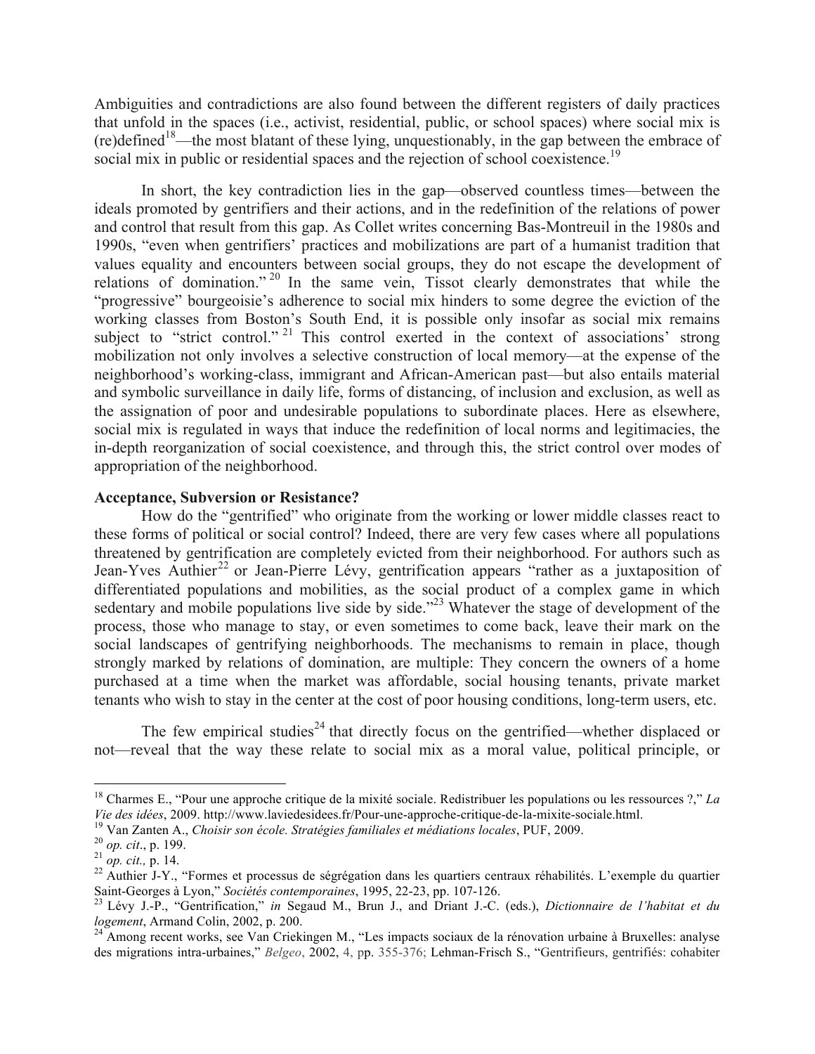Ambiguities and contradictions are also found between the different registers of daily practices that unfold in the spaces (i.e., activist, residential, public, or school spaces) where social mix is (re)defined[18]—the most blatant of these lying, unquestionably, in the gap between the embrace of social mix in public or residential spaces and the rejection of school coexistence.[19]

In short, the key contradiction lies in the gap—observed countless times—between the ideals promoted by gentrifiers and their actions, and in the redefinition of the relations of power and control that result from this gap. As Collet writes concerning Bas-Montreuil in the 1980s and 1990s, "even when gentrifiers' practices and mobilizations are part of a humanist tradition that values equality and encounters between social groups, they do not escape the development of relations of domination."[20] In the same vein, Tissot clearly demonstrates that while the "progressive" bourgeoisie's adherence to social mix hinders to some degree the eviction of the working classes from Boston's South End, it is possible only insofar as social mix remains subject to "strict control."[21] This control exerted in the context of associations' strong mobilization not only involves a selective construction of local memory—at the expense of the neighborhood's working-class, immigrant and African-American past—but also entails material and symbolic surveillance in daily life, forms of distancing, of inclusion and exclusion, as well as the assignation of poor and undesirable populations to subordinate places. Here as elsewhere, social mix is regulated in ways that induce the redefinition of local norms and legitimacies, the in-depth reorganization of social coexistence, and through this, the strict control over modes of appropriation of the neighborhood.

**Acceptance, Subversion or Resistance?**

How do the "gentrified" who originate from the working or lower middle classes react to these forms of political or social control? Indeed, there are very few cases where all populations threatened by gentrification are completely evicted from their neighborhood. For authors such as Jean-Yves Authier[22] or Jean-Pierre Lévy, gentrification appears "rather as a juxtaposition of differentiated populations and mobilities, as the social product of a complex game in which sedentary and mobile populations live side by side."[23] Whatever the stage of development of the process, those who manage to stay, or even sometimes to come back, leave their mark on the social landscapes of gentrifying neighborhoods. The mechanisms to remain in place, though strongly marked by relations of domination, are multiple: They concern the owners of a home purchased at a time when the market was affordable, social housing tenants, private market tenants who wish to stay in the center at the cost of poor housing conditions, long-term users, etc.

The few empirical studies[24] that directly focus on the gentrified—whether displaced or not—reveal that the way these relate to social mix as a moral value, political principle, or

---

[18] Charmes E., "Pour une approche critique de la mixité sociale. Redistribuer les populations ou les ressources ?," *La Vie des idées*, 2009. http://www.laviedesidees.fr/Pour-une-approche-critique-de-la-mixite-sociale.html.

[19] Van Zanten A., *Choisir son école. Stratégies familiales et médiations locales*, PUF, 2009.

[20] *op. cit*., p. 199.

[21] *op. cit.,* p. 14.

[22] Authier J-Y., "Formes et processus de ségrégation dans les quartiers centraux réhabilités. L'exemple du quartier Saint-Georges à Lyon," *Sociétés contemporaines*, 1995, 22-23, pp. 107-126.

[23] Lévy J.-P., "Gentrification," *in* Segaud M., Brun J., and Driant J.-C. (eds.), *Dictionnaire de l'habitat et du logement*, Armand Colin, 2002, p. 200.

[24] Among recent works, see Van Criekingen M., "Les impacts sociaux de la rénovation urbaine à Bruxelles: analyse des migrations intra-urbaines," *Belgeo*, 2002, 4, pp. 355-376; Lehman-Frisch S., "Gentrifieurs, gentrifiés: cohabiter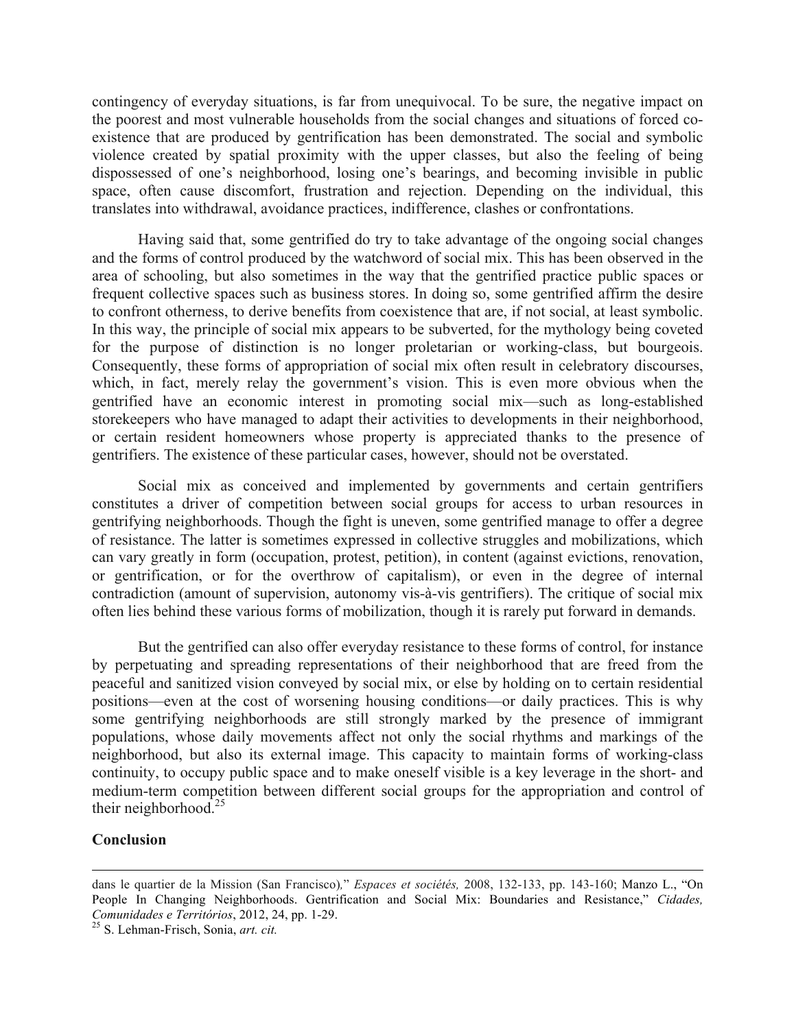contingency of everyday situations, is far from unequivocal. To be sure, the negative impact on the poorest and most vulnerable households from the social changes and situations of forced co-existence that are produced by gentrification has been demonstrated. The social and symbolic violence created by spatial proximity with the upper classes, but also the feeling of being dispossessed of one's neighborhood, losing one's bearings, and becoming invisible in public space, often cause discomfort, frustration and rejection. Depending on the individual, this translates into withdrawal, avoidance practices, indifference, clashes or confrontations.

Having said that, some gentrified do try to take advantage of the ongoing social changes and the forms of control produced by the watchword of social mix. This has been observed in the area of schooling, but also sometimes in the way that the gentrified practice public spaces or frequent collective spaces such as business stores. In doing so, some gentrified affirm the desire to confront otherness, to derive benefits from coexistence that are, if not social, at least symbolic. In this way, the principle of social mix appears to be subverted, for the mythology being coveted for the purpose of distinction is no longer proletarian or working-class, but bourgeois. Consequently, these forms of appropriation of social mix often result in celebratory discourses, which, in fact, merely relay the government's vision. This is even more obvious when the gentrified have an economic interest in promoting social mix—such as long-established storekeepers who have managed to adapt their activities to developments in their neighborhood, or certain resident homeowners whose property is appreciated thanks to the presence of gentrifiers. The existence of these particular cases, however, should not be overstated.

Social mix as conceived and implemented by governments and certain gentrifiers constitutes a driver of competition between social groups for access to urban resources in gentrifying neighborhoods. Though the fight is uneven, some gentrified manage to offer a degree of resistance. The latter is sometimes expressed in collective struggles and mobilizations, which can vary greatly in form (occupation, protest, petition), in content (against evictions, renovation, or gentrification, or for the overthrow of capitalism), or even in the degree of internal contradiction (amount of supervision, autonomy vis-à-vis gentrifiers). The critique of social mix often lies behind these various forms of mobilization, though it is rarely put forward in demands.

But the gentrified can also offer everyday resistance to these forms of control, for instance by perpetuating and spreading representations of their neighborhood that are freed from the peaceful and sanitized vision conveyed by social mix, or else by holding on to certain residential positions—even at the cost of worsening housing conditions—or daily practices. This is why some gentrifying neighborhoods are still strongly marked by the presence of immigrant populations, whose daily movements affect not only the social rhythms and markings of the neighborhood, but also its external image. This capacity to maintain forms of working-class continuity, to occupy public space and to make oneself visible is a key leverage in the short- and medium-term competition between different social groups for the appropriation and control of their neighborhood.[25]

## Conclusion

---

dans le quartier de la Mission (San Francisco)," *Espaces et sociétés,* 2008, 132-133, pp. 143-160; Manzo L., "On People In Changing Neighborhoods. Gentrification and Social Mix: Boundaries and Resistance," *Cidades, Comunidades e Territórios*, 2012, 24, pp. 1-29.

[25] S. Lehman-Frisch, Sonia, *art. cit.*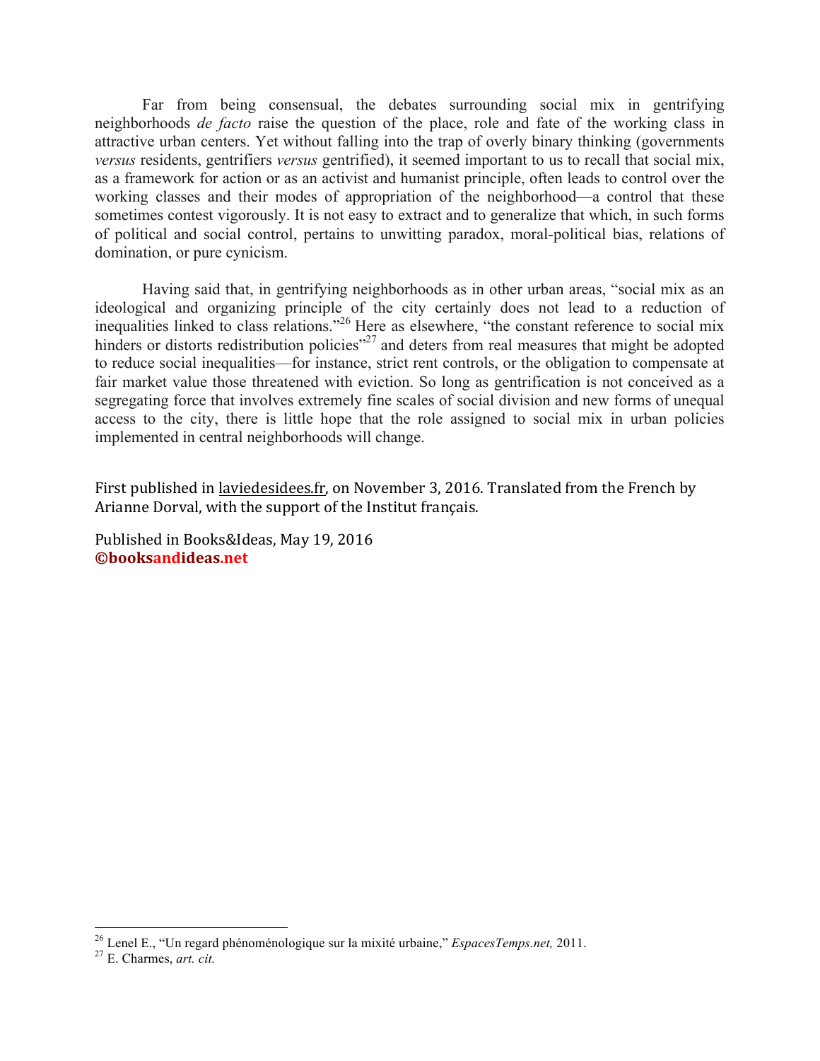Far from being consensual, the debates surrounding social mix in gentrifying neighborhoods *de facto* raise the question of the place, role and fate of the working class in attractive urban centers. Yet without falling into the trap of overly binary thinking (governments *versus* residents, gentrifiers *versus* gentrified), it seemed important to us to recall that social mix, as a framework for action or as an activist and humanist principle, often leads to control over the working classes and their modes of appropriation of the neighborhood—a control that these sometimes contest vigorously. It is not easy to extract and to generalize that which, in such forms of political and social control, pertains to unwitting paradox, moral-political bias, relations of domination, or pure cynicism.

Having said that, in gentrifying neighborhoods as in other urban areas, "social mix as an ideological and organizing principle of the city certainly does not lead to a reduction of inequalities linked to class relations."[26] Here as elsewhere, "the constant reference to social mix hinders or distorts redistribution policies"[27] and deters from real measures that might be adopted to reduce social inequalities—for instance, strict rent controls, or the obligation to compensate at fair market value those threatened with eviction. So long as gentrification is not conceived as a segregating force that involves extremely fine scales of social division and new forms of unequal access to the city, there is little hope that the role assigned to social mix in urban policies implemented in central neighborhoods will change.

First published in laviedesidees.fr, on November 3, 2016. Translated from the French by Arianne Dorval, with the support of the Institut français.

Published in Books&Ideas, May 19, 2016
**©booksandideas.net**

[26] Lenel E., "Un regard phénoménologique sur la mixité urbaine," *EspacesTemps.net,* 2011.

[27] E. Charmes, *art. cit.*